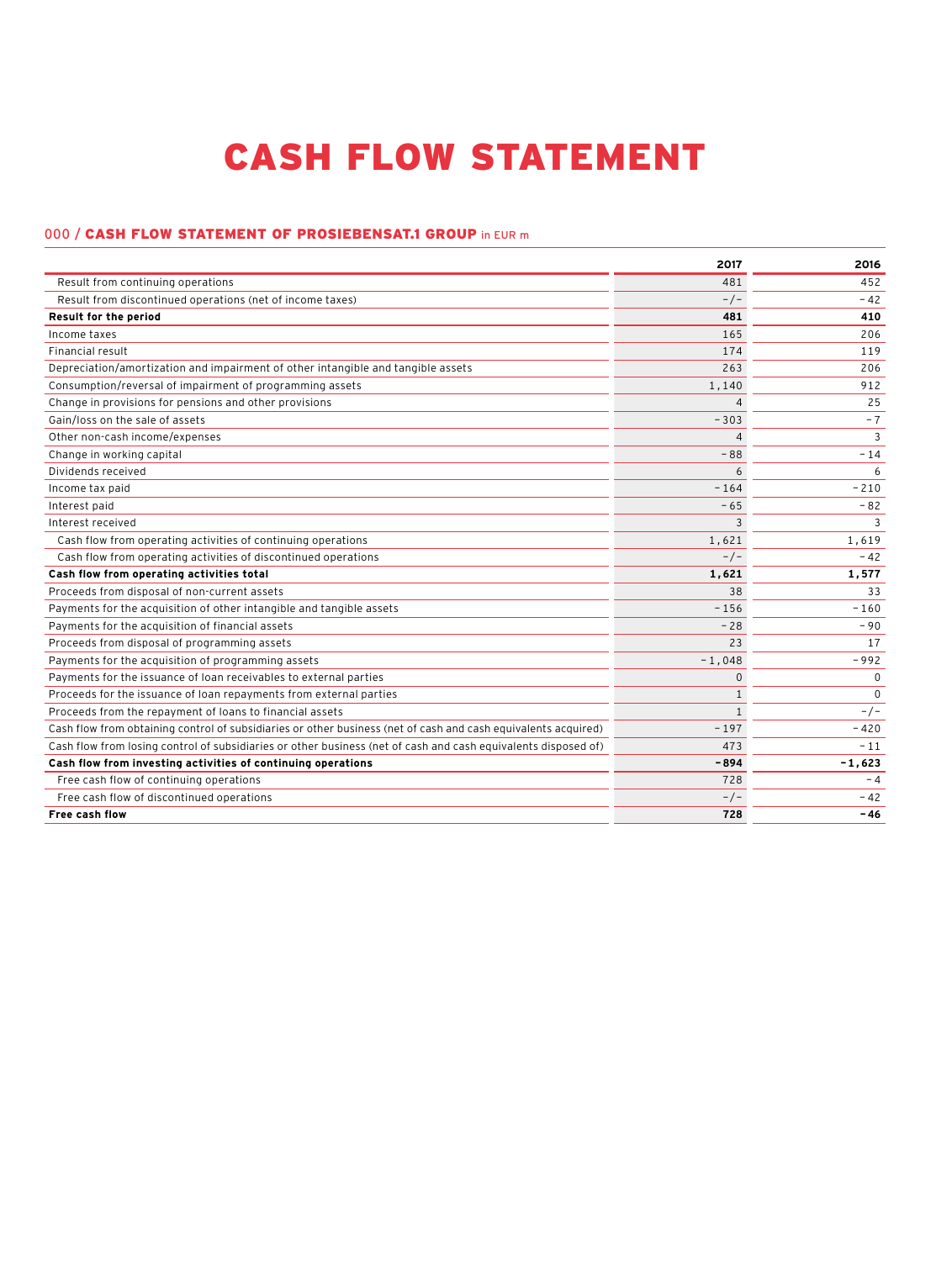# CASH FLOW STATEMENT

## 000 / CASH FLOW STATEMENT OF PROSIEBENSAT.1 GROUP in EUR m

| | 2017 | 2016 |
|---|---|---|
| Result from continuing operations | 481 | 452 |
| Result from discontinued operations (net of income taxes) | -/- | -42 |
| **Result for the period** | **481** | **410** |
| Income taxes | 165 | 206 |
| Financial result | 174 | 119 |
| Depreciation/amortization and impairment of other intangible and tangible assets | 263 | 206 |
| Consumption/reversal of impairment of programming assets | 1,140 | 912 |
| Change in provisions for pensions and other provisions | 4 | 25 |
| Gain/loss on the sale of assets | -303 | -7 |
| Other non-cash income/expenses | 4 | 3 |
| Change in working capital | -88 | -14 |
| Dividends received | 6 | 6 |
| Income tax paid | -164 | -210 |
| Interest paid | -65 | -82 |
| Interest received | 3 | 3 |
| Cash flow from operating activities of continuing operations | 1,621 | 1,619 |
| Cash flow from operating activities of discontinued operations | -/- | -42 |
| **Cash flow from operating activities total** | **1,621** | **1,577** |
| Proceeds from disposal of non-current assets | 38 | 33 |
| Payments for the acquisition of other intangible and tangible assets | -156 | -160 |
| Payments for the acquisition of financial assets | -28 | -90 |
| Proceeds from disposal of programming assets | 23 | 17 |
| Payments for the acquisition of programming assets | -1,048 | -992 |
| Payments for the issuance of loan receivables to external parties | 0 | 0 |
| Proceeds for the issuance of loan repayments from external parties | 1 | 0 |
| Proceeds from the repayment of loans to financial assets | 1 | -/- |
| Cash flow from obtaining control of subsidiaries or other business (net of cash and cash equivalents acquired) | -197 | -420 |
| Cash flow from losing control of subsidiaries or other business (net of cash and cash equivalents disposed of) | 473 | -11 |
| **Cash flow from investing activities of continuing operations** | **-894** | **-1,623** |
| Free cash flow of continuing operations | 728 | -4 |
| Free cash flow of discontinued operations | -/- | -42 |
| **Free cash flow** | **728** | **-46** |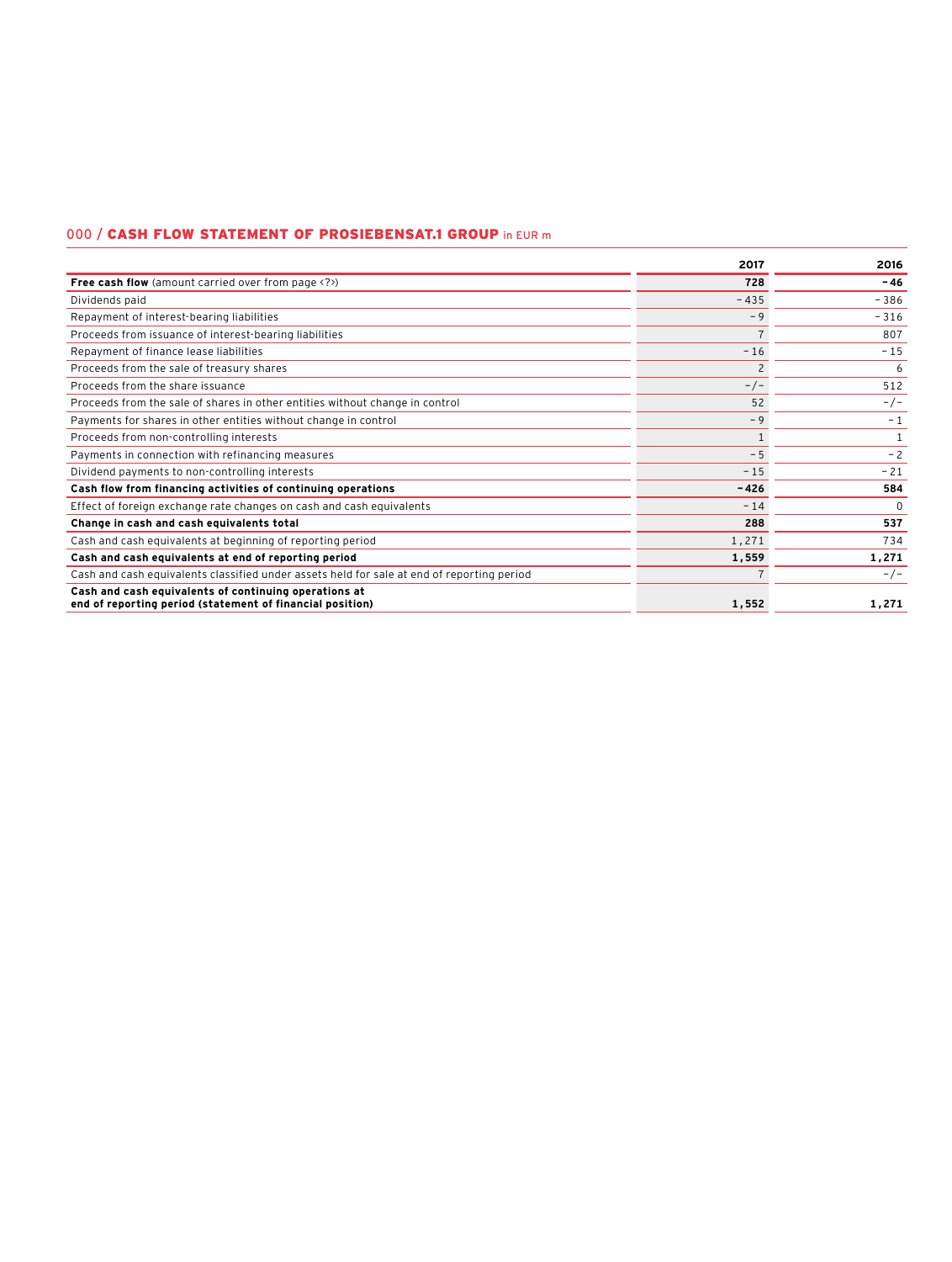## 000 / CASH FLOW STATEMENT OF PROSIEBENSAT.1 GROUP in EUR m

| | 2017 | 2016 |
|---|---|---|
| **Free cash flow** (amount carried over from page <?>) | **728** | **-46** |
| Dividends paid | -435 | -386 |
| Repayment of interest-bearing liabilities | -9 | -316 |
| Proceeds from issuance of interest-bearing liabilities | 7 | 807 |
| Repayment of finance lease liabilities | -16 | -15 |
| Proceeds from the sale of treasury shares | 2 | 6 |
| Proceeds from the share issuance | -/- | 512 |
| Proceeds from the sale of shares in other entities without change in control | 52 | -/- |
| Payments for shares in other entities without change in control | -9 | -1 |
| Proceeds from non-controlling interests | 1 | 1 |
| Payments in connection with refinancing measures | -5 | -2 |
| Dividend payments to non-controlling interests | -15 | -21 |
| **Cash flow from financing activities of continuing operations** | **-426** | **584** |
| Effect of foreign exchange rate changes on cash and cash equivalents | -14 | 0 |
| **Change in cash and cash equivalents total** | **288** | **537** |
| Cash and cash equivalents at beginning of reporting period | 1,271 | 734 |
| **Cash and cash equivalents at end of reporting period** | **1,559** | **1,271** |
| Cash and cash equivalents classified under assets held for sale at end of reporting period | 7 | -/- |
| **Cash and cash equivalents of continuing operations at end of reporting period (statement of financial position)** | **1,552** | **1,271** |